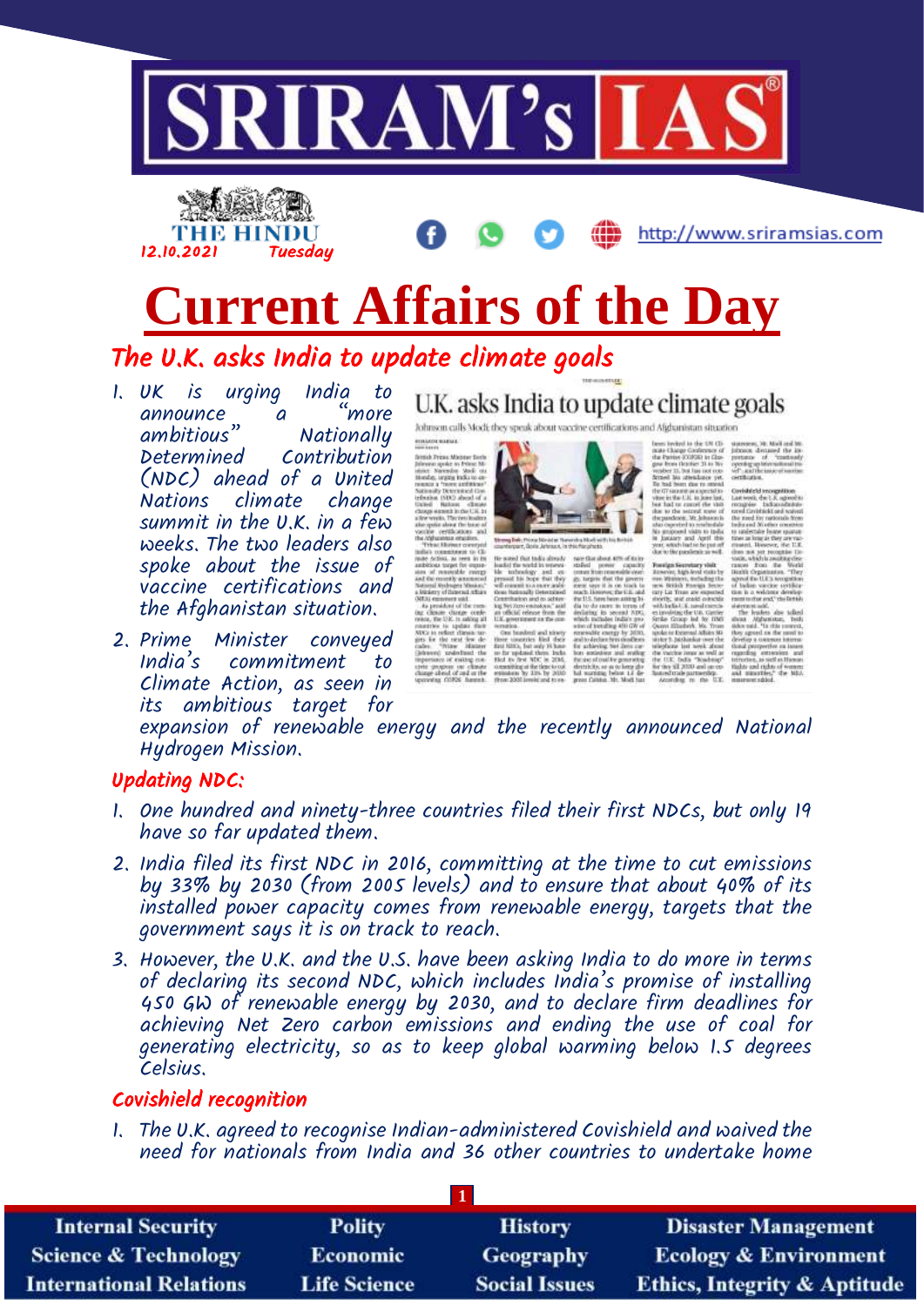# Current Affairs of the Day

## The U.K. asks India to update climate goals

1. UK is urging India to announce a "more ambitious" Nationally Determined Contribution (NDC) ahead of a United Nations climate change summit in the U.K. in a few weeks. The two leaders also spoke about the issue of vaccine certifications and the Afghanistan situation.
2. Prime Minister conveyed India's commitment to Climate Action, as seen in its ambitious target for expansion of renewable energy and the recently announced National Hydrogen Mission.

### Updating NDC:

1. One hundred and ninety-three countries filed their first NDCs, but only 19 have so far updated them.
2. India filed its first NDC in 2016, committing at the time to cut emissions by 33% by 2030 (from 2005 levels) and to ensure that about 40% of its installed power capacity comes from renewable energy, targets that the government says it is on track to reach.
3. However, the U.K. and the U.S. have been asking India to do more in terms of declaring its second NDC, which includes India's promise of installing 450 GW of renewable energy by 2030, and to declare firm deadlines for achieving Net Zero carbon emissions and ending the use of coal for generating electricity, so as to keep global warming below 1.5 degrees Celsius.

### Covishield recognition

1. The U.K. agreed to recognise Indian-administered Covishield and waived the need for nationals from India and 36 other countries to undertake home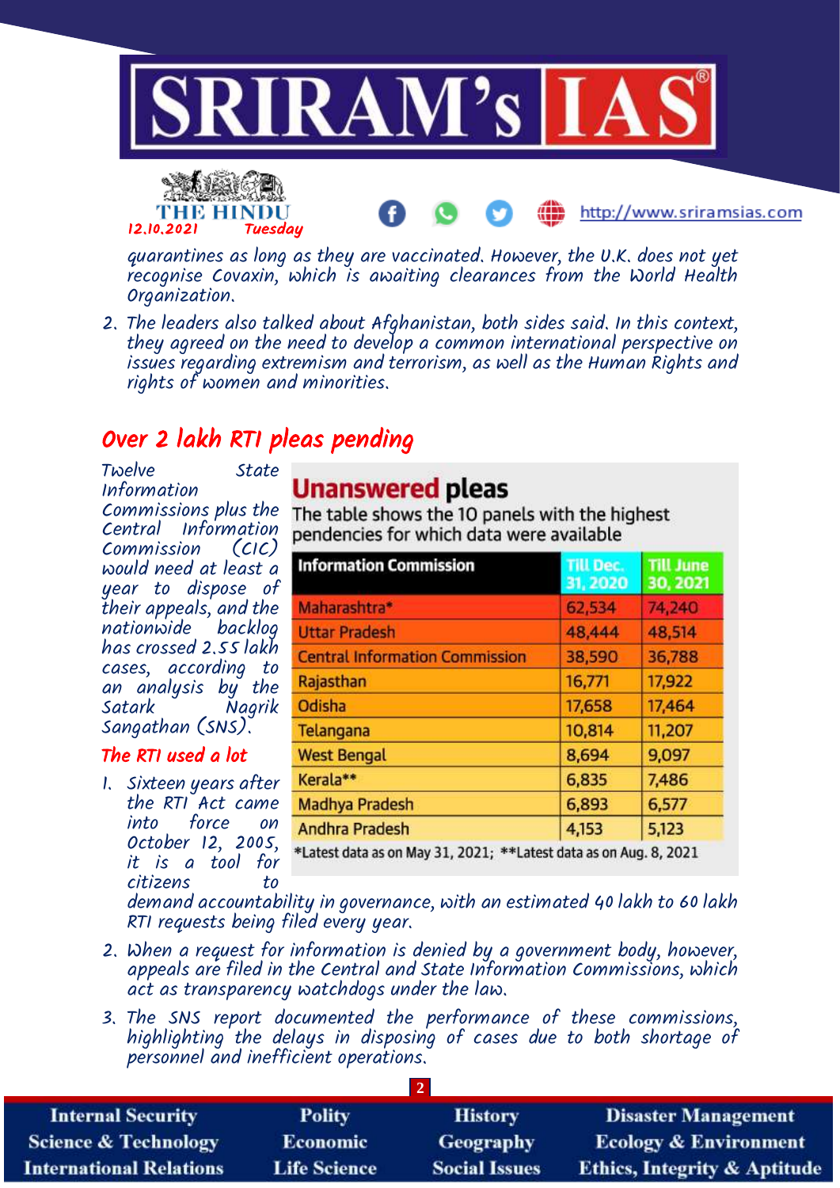quarantines as long as they are vaccinated. However, the U.K. does not yet recognise Covaxin, which is awaiting clearances from the World Health Organization.

2. The leaders also talked about Afghanistan, both sides said. In this context, they agreed on the need to develop a common international perspective on issues regarding extremism and terrorism, as well as the Human Rights and rights of women and minorities.

## Over 2 lakh RTI pleas pending

Twelve State Information Commissions plus the Central Information Commission (CIC) would need at least a year to dispose of their appeals, and the nationwide backlog has crossed 2.55 lakh cases, according to an analysis by the Satark Nagrik Sangathan (SNS).

### Unanswered pleas

The table shows the 10 panels with the highest pendencies for which data were available

| Information Commission | Till Dec. 31, 2020 | Till June 30, 2021 |
|---|---|---|
| Maharashtra* | 62,534 | 74,240 |
| Uttar Pradesh | 48,444 | 48,514 |
| Central Information Commission | 38,590 | 36,788 |
| Rajasthan | 16,771 | 17,922 |
| Odisha | 17,658 | 17,464 |
| Telangana | 10,814 | 11,207 |
| West Bengal | 8,694 | 9,097 |
| Kerala** | 6,835 | 7,486 |
| Madhya Pradesh | 6,893 | 6,577 |
| Andhra Pradesh | 4,153 | 5,123 |

*Latest data as on May 31, 2021; **Latest data as on Aug. 8, 2021

### The RTI used a lot

1. Sixteen years after the RTI Act came into force on October 12, 2005, it is a tool for citizens to demand accountability in governance, with an estimated 40 lakh to 60 lakh RTI requests being filed every year.
2. When a request for information is denied by a government body, however, appeals are filed in the Central and State Information Commissions, which act as transparency watchdogs under the law.
3. The SNS report documented the performance of these commissions, highlighting the delays in disposing of cases due to both shortage of personnel and inefficient operations.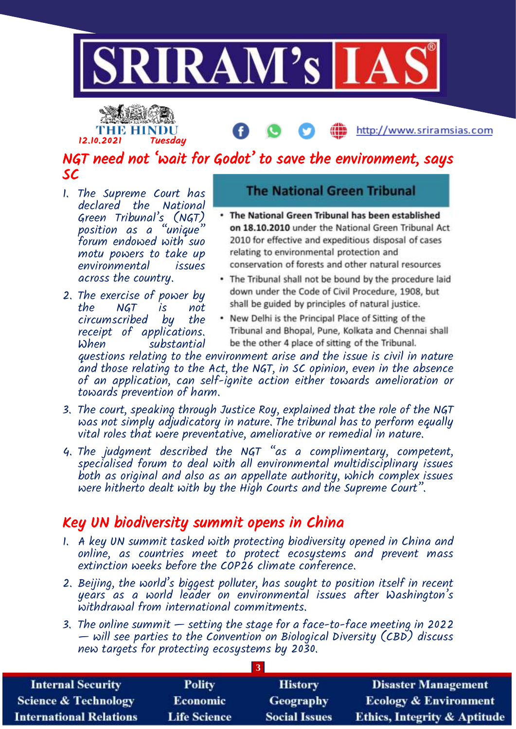THE HINDU
12.10.2021 Tuesday

## NGT need not 'wait for Godot' to save the environment, says SC

1. The Supreme Court has declared the National Green Tribunal's (NGT) position as a "unique" forum endowed with suo motu powers to take up environmental issues across the country.
2. The exercise of power by the NGT is not circumscribed by the receipt of applications. When substantial questions relating to the environment arise and the issue is civil in nature and those relating to the Act, the NGT, in SC opinion, even in the absence of an application, can self-ignite action either towards amelioration or towards prevention of harm.
3. The court, speaking through Justice Roy, explained that the role of the NGT was not simply adjudicatory in nature. The tribunal has to perform equally vital roles that were preventative, ameliorative or remedial in nature.
4. The judgment described the NGT "as a complimentary, competent, specialised forum to deal with all environmental multidisciplinary issues both as original and also as an appellate authority, which complex issues were hitherto dealt with by the High Courts and the Supreme Court".

### The National Green Tribunal

- **The National Green Tribunal has been established on 18.10.2010** under the National Green Tribunal Act 2010 for effective and expeditious disposal of cases relating to environmental protection and conservation of forests and other natural resources
- The Tribunal shall not be bound by the procedure laid down under the Code of Civil Procedure, 1908, but shall be guided by principles of natural justice.
- New Delhi is the Principal Place of Sitting of the Tribunal and Bhopal, Pune, Kolkata and Chennai shall be the other 4 place of sitting of the Tribunal.

## Key UN biodiversity summit opens in China

1. A key UN summit tasked with protecting biodiversity opened in China and online, as countries meet to protect ecosystems and prevent mass extinction weeks before the COP26 climate conference.
2. Beijing, the world's biggest polluter, has sought to position itself in recent years as a world leader on environmental issues after Washington's withdrawal from international commitments.
3. The online summit — setting the stage for a face-to-face meeting in 2022 — will see parties to the Convention on Biological Diversity (CBD) discuss new targets for protecting ecosystems by 2030.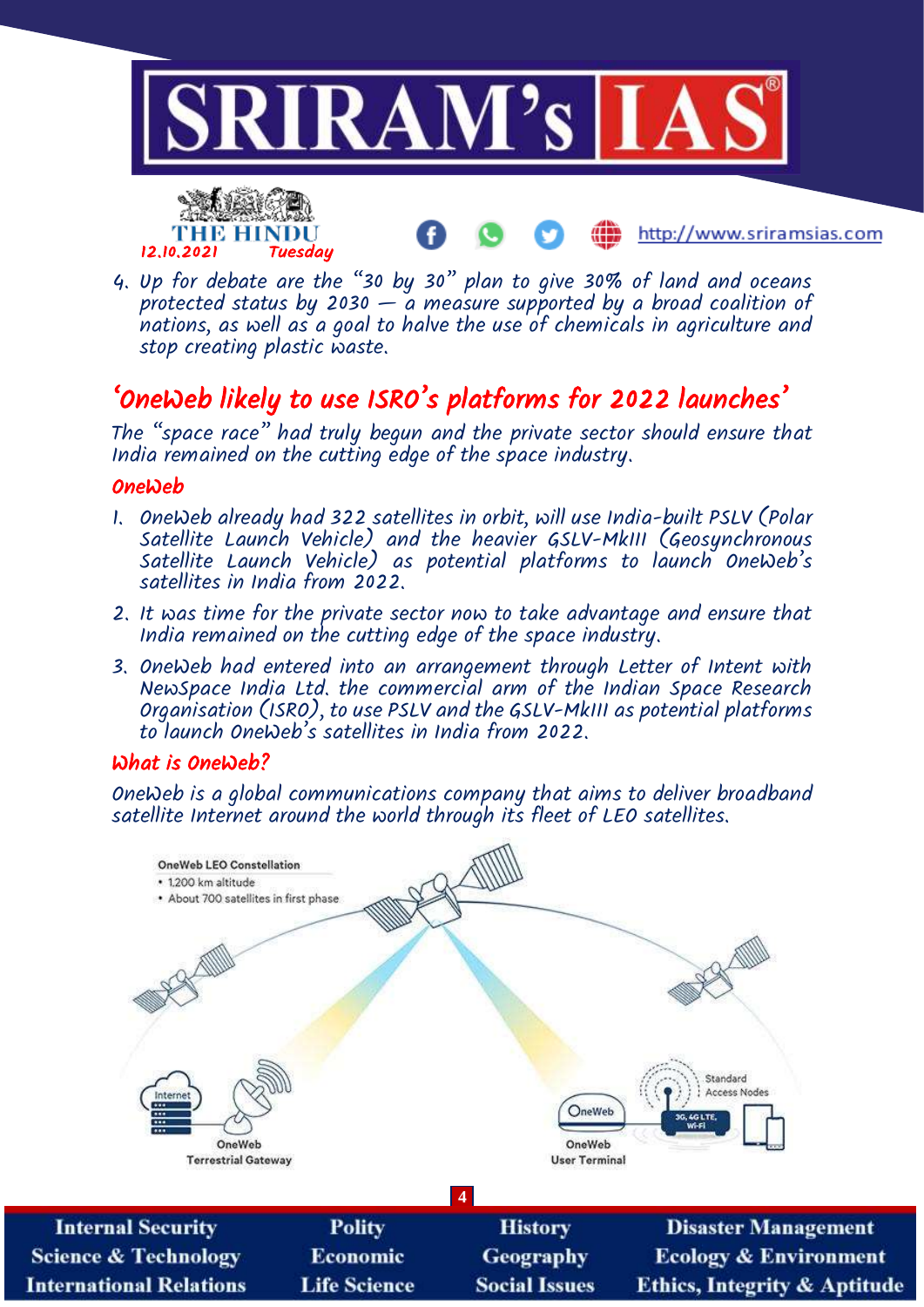4. Up for debate are the "30 by 30" plan to give 30% of land and oceans protected status by 2030 — a measure supported by a broad coalition of nations, as well as a goal to halve the use of chemicals in agriculture and stop creating plastic waste.

## 'OneWeb likely to use ISRO's platforms for 2022 launches'

The "space race" had truly begun and the private sector should ensure that India remained on the cutting edge of the space industry.

### OneWeb

1. OneWeb already had 322 satellites in orbit, will use India-built PSLV (Polar Satellite Launch Vehicle) and the heavier GSLV-MkIII (Geosynchronous Satellite Launch Vehicle) as potential platforms to launch OneWeb's satellites in India from 2022.
2. It was time for the private sector now to take advantage and ensure that India remained on the cutting edge of the space industry.
3. OneWeb had entered into an arrangement through Letter of Intent with NewSpace India Ltd. the commercial arm of the Indian Space Research Organisation (ISRO), to use PSLV and the GSLV-MkIII as potential platforms to launch OneWeb's satellites in India from 2022.

### What is OneWeb?

OneWeb is a global communications company that aims to deliver broadband satellite Internet around the world through its fleet of LEO satellites.

OneWeb LEO Constellation
- 1,200 km altitude
- About 700 satellites in first phase

Internet — OneWeb Terrestrial Gateway — OneWeb User Terminal — Standard Access Nodes (3G, 4G LTE, Wi-Fi)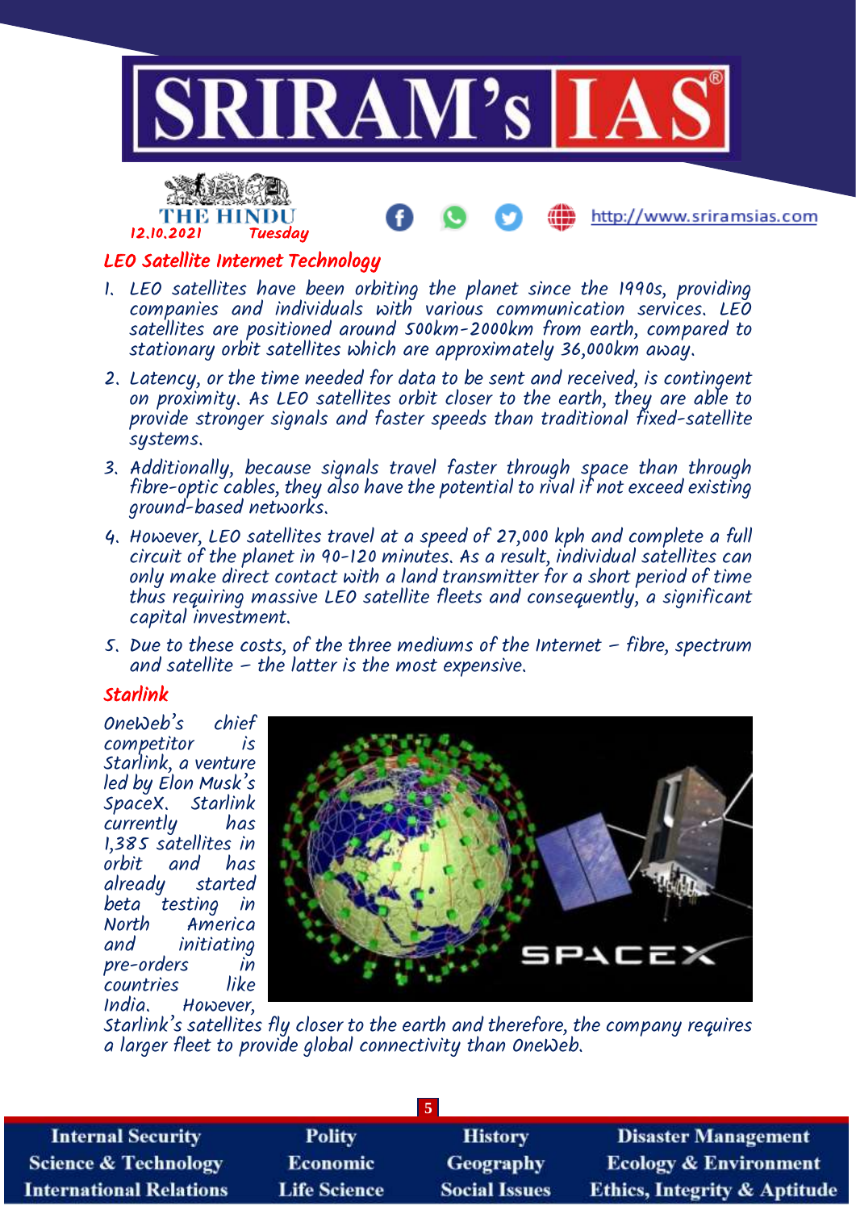## LEO Satellite Internet Technology

1. LEO satellites have been orbiting the planet since the 1990s, providing companies and individuals with various communication services. LEO satellites are positioned around 500km-2000km from earth, compared to stationary orbit satellites which are approximately 36,000km away.
2. Latency, or the time needed for data to be sent and received, is contingent on proximity. As LEO satellites orbit closer to the earth, they are able to provide stronger signals and faster speeds than traditional fixed-satellite systems.
3. Additionally, because signals travel faster through space than through fibre-optic cables, they also have the potential to rival if not exceed existing ground-based networks.
4. However, LEO satellites travel at a speed of 27,000 kph and complete a full circuit of the planet in 90-120 minutes. As a result, individual satellites can only make direct contact with a land transmitter for a short period of time thus requiring massive LEO satellite fleets and consequently, a significant capital investment.
5. Due to these costs, of the three mediums of the Internet – fibre, spectrum and satellite – the latter is the most expensive.

## Starlink

OneWeb's chief competitor is Starlink, a venture led by Elon Musk's SpaceX. Starlink currently has 1,385 satellites in orbit and has already started beta testing in North America and initiating pre-orders in countries like India. However, Starlink's satellites fly closer to the earth and therefore, the company requires a larger fleet to provide global connectivity than OneWeb.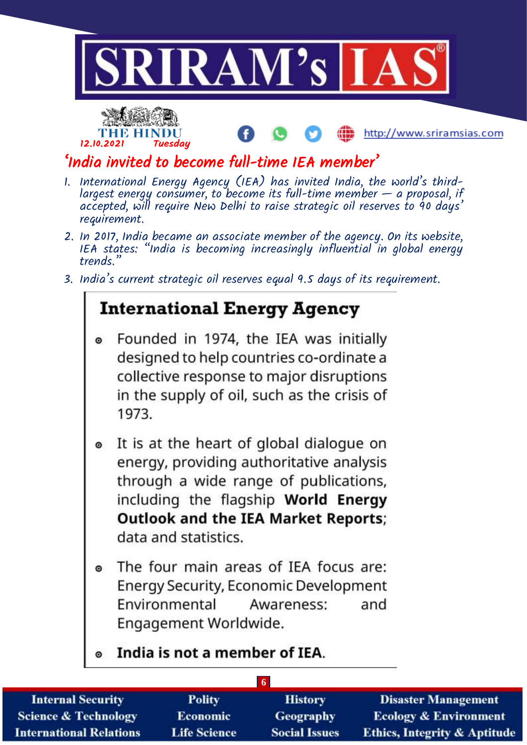12.10.2021 Tuesday

# 'India invited to become full-time IEA member'

1. International Energy Agency (IEA) has invited India, the world's third-largest energy consumer, to become its full-time member — a proposal, if accepted, will require New Delhi to raise strategic oil reserves to 90 days' requirement.
2. In 2017, India became an associate member of the agency. On its website, IEA states: "India is becoming increasingly influential in global energy trends."
3. India's current strategic oil reserves equal 9.5 days of its requirement.

## International Energy Agency

- Founded in 1974, the IEA was initially designed to help countries co-ordinate a collective response to major disruptions in the supply of oil, such as the crisis of 1973.
- It is at the heart of global dialogue on energy, providing authoritative analysis through a wide range of publications, including the flagship **World Energy Outlook and the IEA Market Reports**; data and statistics.
- The four main areas of IEA focus are: Energy Security, Economic Development Environmental Awareness: and Engagement Worldwide.
- **India is not a member of IEA.**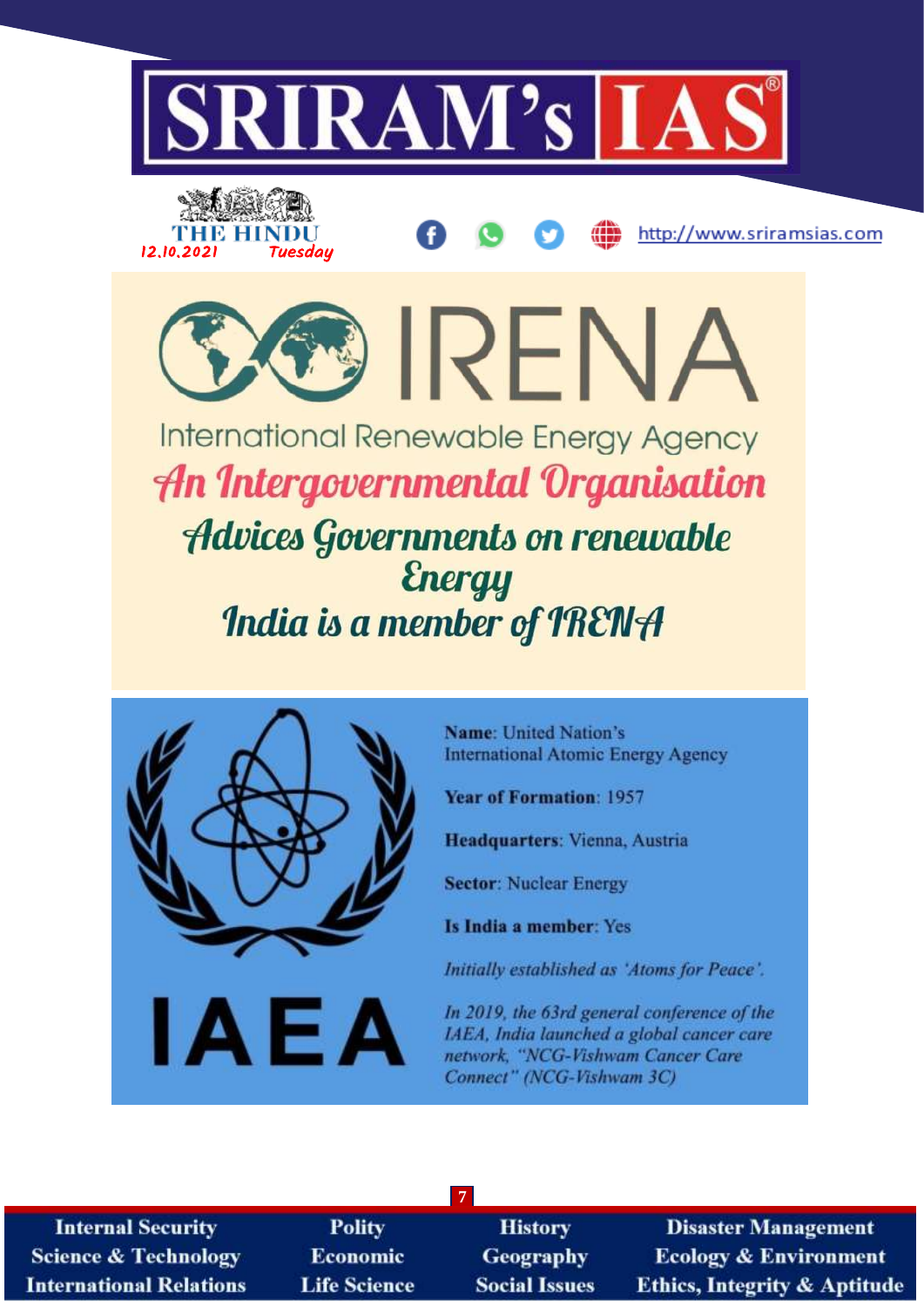# IRENA

International Renewable Energy Agency

***An Intergovernmental Organisation***

***Advices Governments on renewable Energy***

***India is a member of IRENA***

## IAEA

**Name**: United Nation's International Atomic Energy Agency

**Year of Formation**: 1957

**Headquarters**: Vienna, Austria

**Sector**: Nuclear Energy

**Is India a member**: Yes

*Initially established as 'Atoms for Peace'.*

*In 2019, the 63rd general conference of the IAEA, India launched a global cancer care network, "NCG-Vishwam Cancer Care Connect" (NCG-Vishwam 3C)*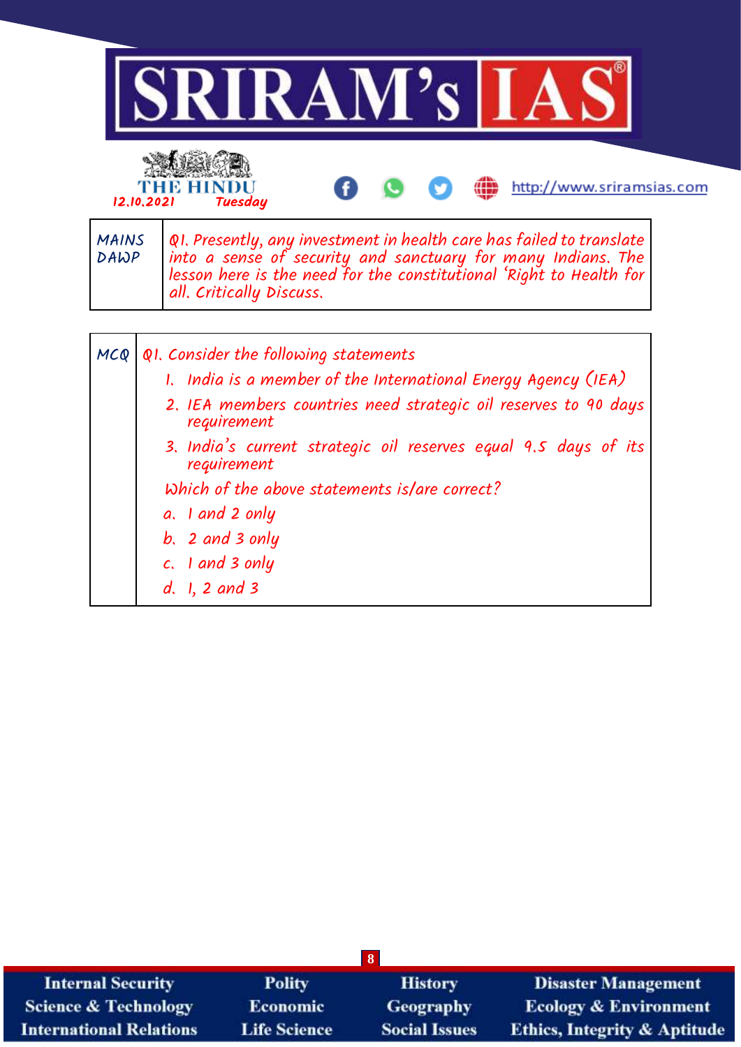THE HINDU 12.10.2021 Tuesday

| MAINS DAWP | Q1. Presently, any investment in health care has failed to translate into a sense of security and sanctuary for many Indians. The lesson here is the need for the constitutional 'Right to Health for all. Critically Discuss. |
|---|---|

| MCQ | Q1. Consider the following statements<br>1. India is a member of the International Energy Agency (IEA)<br>2. IEA members countries need strategic oil reserves to 90 days requirement<br>3. India's current strategic oil reserves equal 9.5 days of its requirement<br>Which of the above statements is/are correct?<br>a. 1 and 2 only<br>b. 2 and 3 only<br>c. 1 and 3 only<br>d. 1, 2 and 3 |
|---|---|